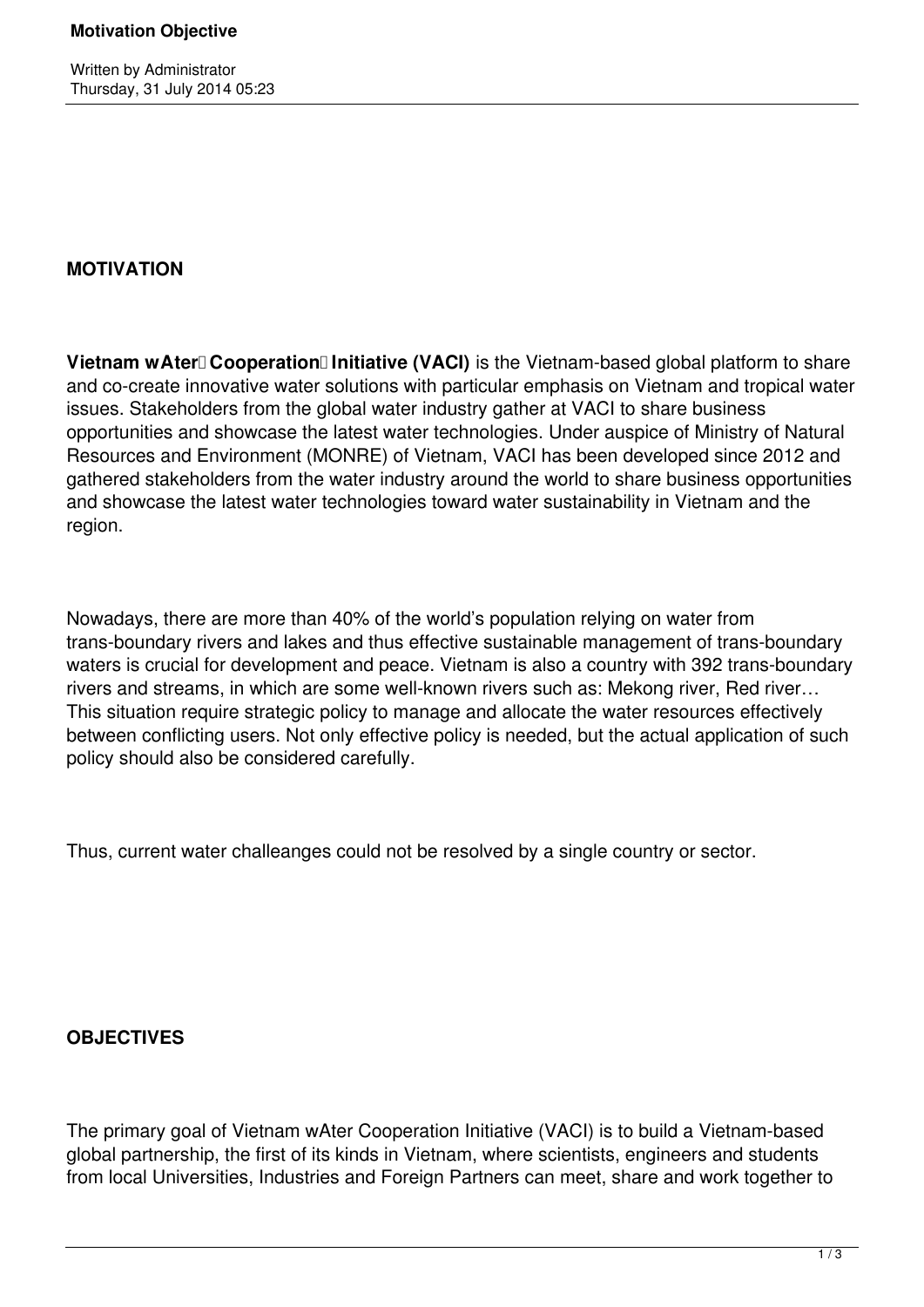# Motivation Objective

Written by Administrator
Thursday, 31 July 2014 05:23

## MOTIVATION

**Vietnam wAter Cooperation Initiative (VACI)** is the Vietnam-based global platform to share and co-create innovative water solutions with particular emphasis on Vietnam and tropical water issues. Stakeholders from the global water industry gather at VACI to share business opportunities and showcase the latest water technologies. Under auspice of Ministry of Natural Resources and Environment (MONRE) of Vietnam, VACI has been developed since 2012 and gathered stakeholders from the water industry around the world to share business opportunities and showcase the latest water technologies toward water sustainability in Vietnam and the region.

Nowadays, there are more than 40% of the world's population relying on water from trans-boundary rivers and lakes and thus effective sustainable management of trans-boundary waters is crucial for development and peace. Vietnam is also a country with 392 trans-boundary rivers and streams, in which are some well-known rivers such as: Mekong river, Red river… This situation require strategic policy to manage and allocate the water resources effectively between conflicting users. Not only effective policy is needed, but the actual application of such policy should also be considered carefully.

Thus, current water challeanges could not be resolved by a single country or sector.

## OBJECTIVES

The primary goal of Vietnam wAter Cooperation Initiative (VACI) is to build a Vietnam-based global partnership, the first of its kinds in Vietnam, where scientists, engineers and students from local Universities, Industries and Foreign Partners can meet, share and work together to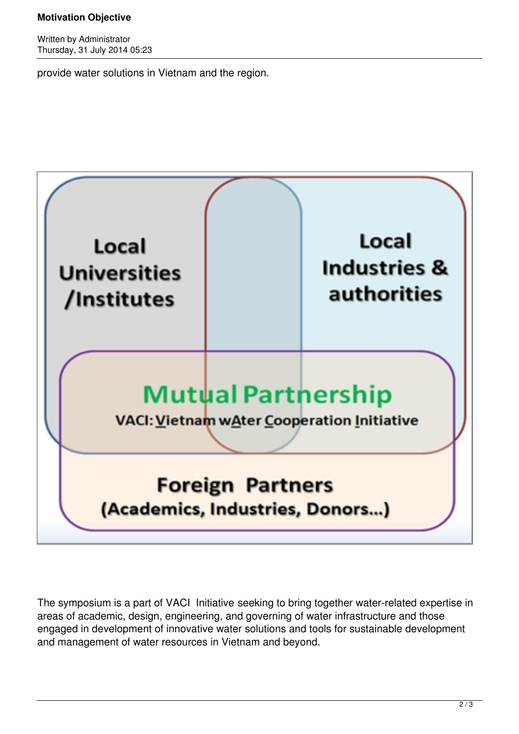provide water solutions in Vietnam and the region.

Local Universities /Institutes

Local Industries & authorities

**Mutual Partnership**

VACI: Vietnam wAter Cooperation Initiative

Foreign Partners (Academics, Industries, Donors...)

The symposium is a part of VACI Initiative seeking to bring together water-related expertise in areas of academic, design, engineering, and governing of water infrastructure and those engaged in development of innovative water solutions and tools for sustainable development and management of water resources in Vietnam and beyond.